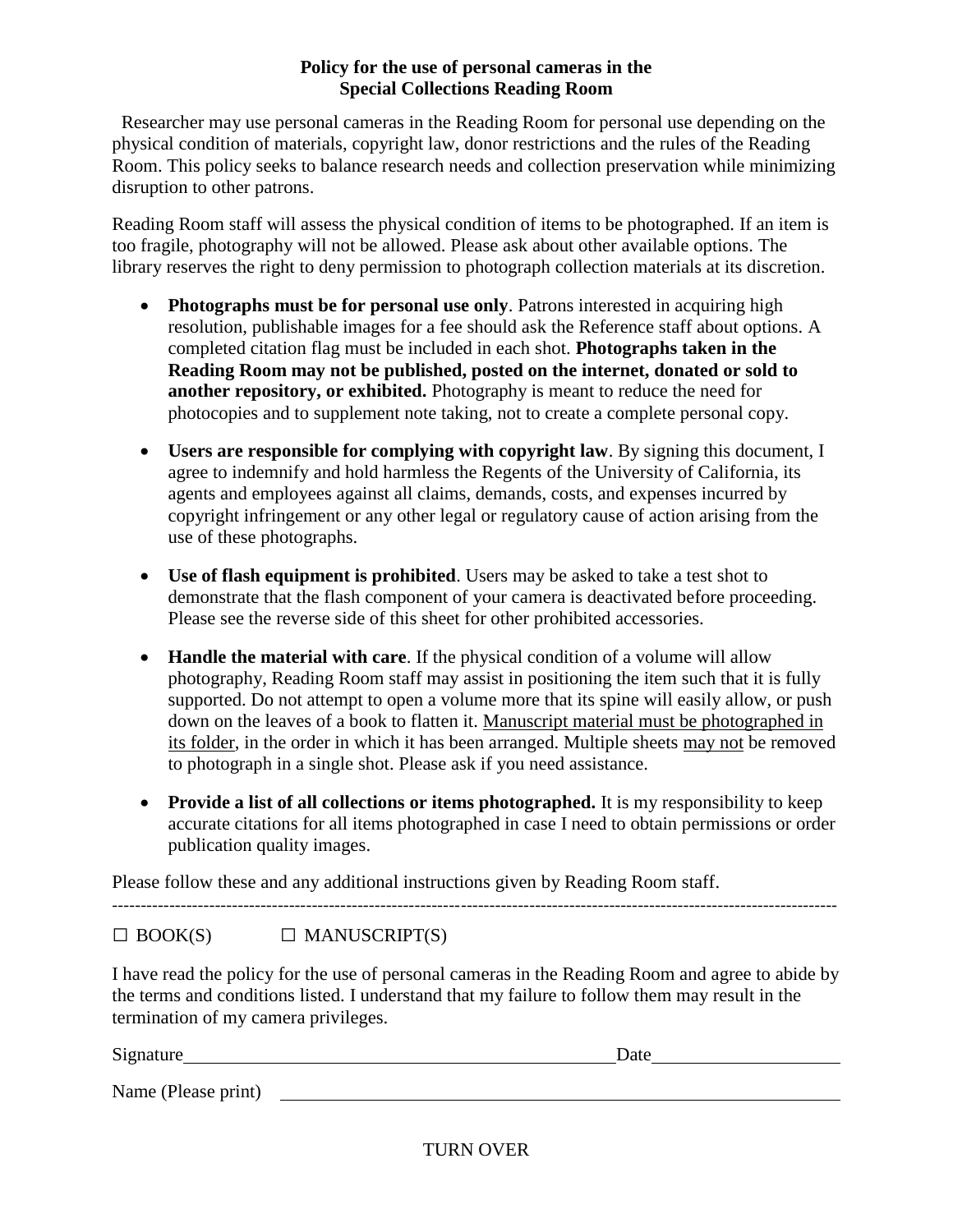**Policy for the use of personal cameras in the Special Collections Reading Room**

Researcher may use personal cameras in the Reading Room for personal use depending on the physical condition of materials, copyright law, donor restrictions and the rules of the Reading Room. This policy seeks to balance research needs and collection preservation while minimizing disruption to other patrons.

Reading Room staff will assess the physical condition of items to be photographed. If an item is too fragile, photography will not be allowed. Please ask about other available options. The library reserves the right to deny permission to photograph collection materials at its discretion.

- **Photographs must be for personal use only**. Patrons interested in acquiring high resolution, publishable images for a fee should ask the Reference staff about options. A completed citation flag must be included in each shot. **Photographs taken in the Reading Room may not be published, posted on the internet, donated or sold to another repository, or exhibited.** Photography is meant to reduce the need for photocopies and to supplement note taking, not to create a complete personal copy.
- **Users are responsible for complying with copyright law**. By signing this document, I agree to indemnify and hold harmless the Regents of the University of California, its agents and employees against all claims, demands, costs, and expenses incurred by copyright infringement or any other legal or regulatory cause of action arising from the use of these photographs.
- **Use of flash equipment is prohibited**. Users may be asked to take a test shot to demonstrate that the flash component of your camera is deactivated before proceeding. Please see the reverse side of this sheet for other prohibited accessories.
- **Handle the material with care**. If the physical condition of a volume will allow photography, Reading Room staff may assist in positioning the item such that it is fully supported. Do not attempt to open a volume more that its spine will easily allow, or push down on the leaves of a book to flatten it. Manuscript material must be photographed in its folder, in the order in which it has been arranged. Multiple sheets may not be removed to photograph in a single shot. Please ask if you need assistance.
- **Provide a list of all collections or items photographed.** It is my responsibility to keep accurate citations for all items photographed in case I need to obtain permissions or order publication quality images.

Please follow these and any additional instructions given by Reading Room staff.

---

☐ BOOK(S)    ☐ MANUSCRIPT(S)

I have read the policy for the use of personal cameras in the Reading Room and agree to abide by the terms and conditions listed. I understand that my failure to follow them may result in the termination of my camera privileges.

Signature\_\_\_\_\_\_\_\_\_\_\_\_\_\_\_\_\_\_\_\_\_\_\_\_\_\_\_\_\_\_\_\_\_\_\_\_ Date\_\_\_\_\_\_\_\_\_\_\_\_\_\_\_\_

Name (Please print) \_\_\_\_\_\_\_\_\_\_\_\_\_\_\_\_\_\_\_\_\_\_\_\_\_\_\_\_\_\_\_\_\_\_\_\_\_\_\_\_\_\_\_\_

TURN OVER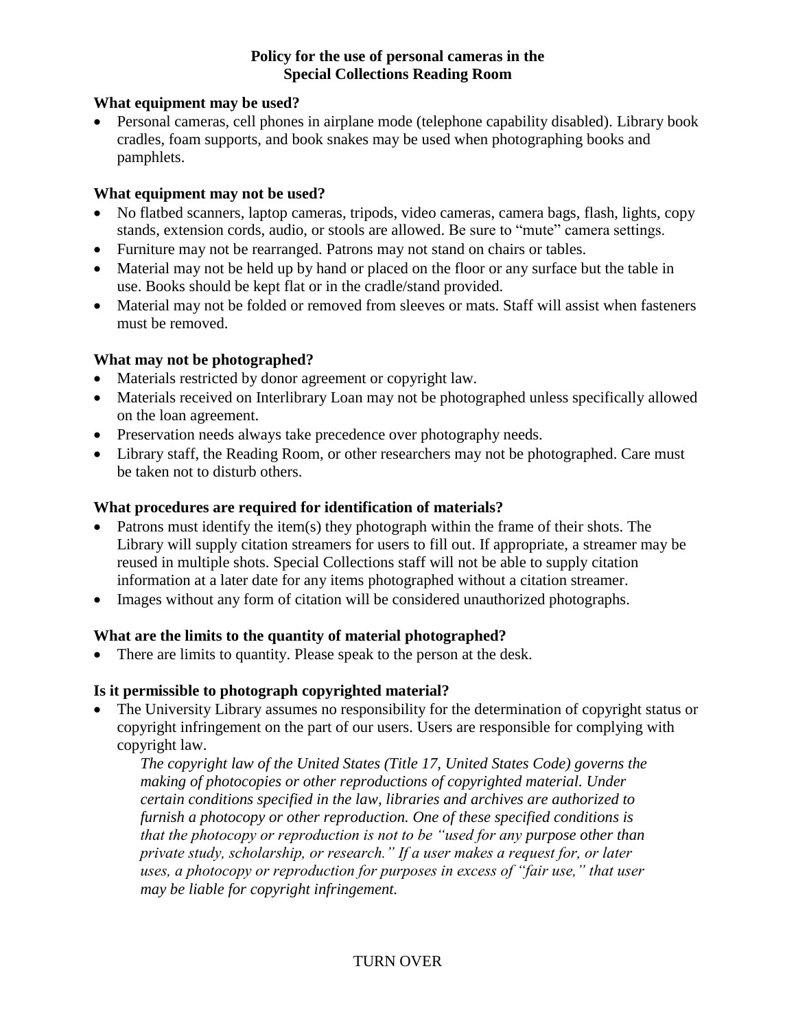**Policy for the use of personal cameras in the Special Collections Reading Room**

**What equipment may be used?**

- Personal cameras, cell phones in airplane mode (telephone capability disabled). Library book cradles, foam supports, and book snakes may be used when photographing books and pamphlets.

**What equipment may not be used?**

- No flatbed scanners, laptop cameras, tripods, video cameras, camera bags, flash, lights, copy stands, extension cords, audio, or stools are allowed. Be sure to "mute" camera settings.
- Furniture may not be rearranged. Patrons may not stand on chairs or tables.
- Material may not be held up by hand or placed on the floor or any surface but the table in use. Books should be kept flat or in the cradle/stand provided.
- Material may not be folded or removed from sleeves or mats. Staff will assist when fasteners must be removed.

**What may not be photographed?**

- Materials restricted by donor agreement or copyright law.
- Materials received on Interlibrary Loan may not be photographed unless specifically allowed on the loan agreement.
- Preservation needs always take precedence over photography needs.
- Library staff, the Reading Room, or other researchers may not be photographed. Care must be taken not to disturb others.

**What procedures are required for identification of materials?**

- Patrons must identify the item(s) they photograph within the frame of their shots. The Library will supply citation streamers for users to fill out. If appropriate, a streamer may be reused in multiple shots. Special Collections staff will not be able to supply citation information at a later date for any items photographed without a citation streamer.
- Images without any form of citation will be considered unauthorized photographs.

**What are the limits to the quantity of material photographed?**

- There are limits to quantity. Please speak to the person at the desk.

**Is it permissible to photograph copyrighted material?**

- The University Library assumes no responsibility for the determination of copyright status or copyright infringement on the part of our users. Users are responsible for complying with copyright law.

  *The copyright law of the United States (Title 17, United States Code) governs the making of photocopies or other reproductions of copyrighted material. Under certain conditions specified in the law, libraries and archives are authorized to furnish a photocopy or other reproduction. One of these specified conditions is that the photocopy or reproduction is not to be "used for any purpose other than private study, scholarship, or research." If a user makes a request for, or later uses, a photocopy or reproduction for purposes in excess of "fair use," that user may be liable for copyright infringement.*

TURN OVER